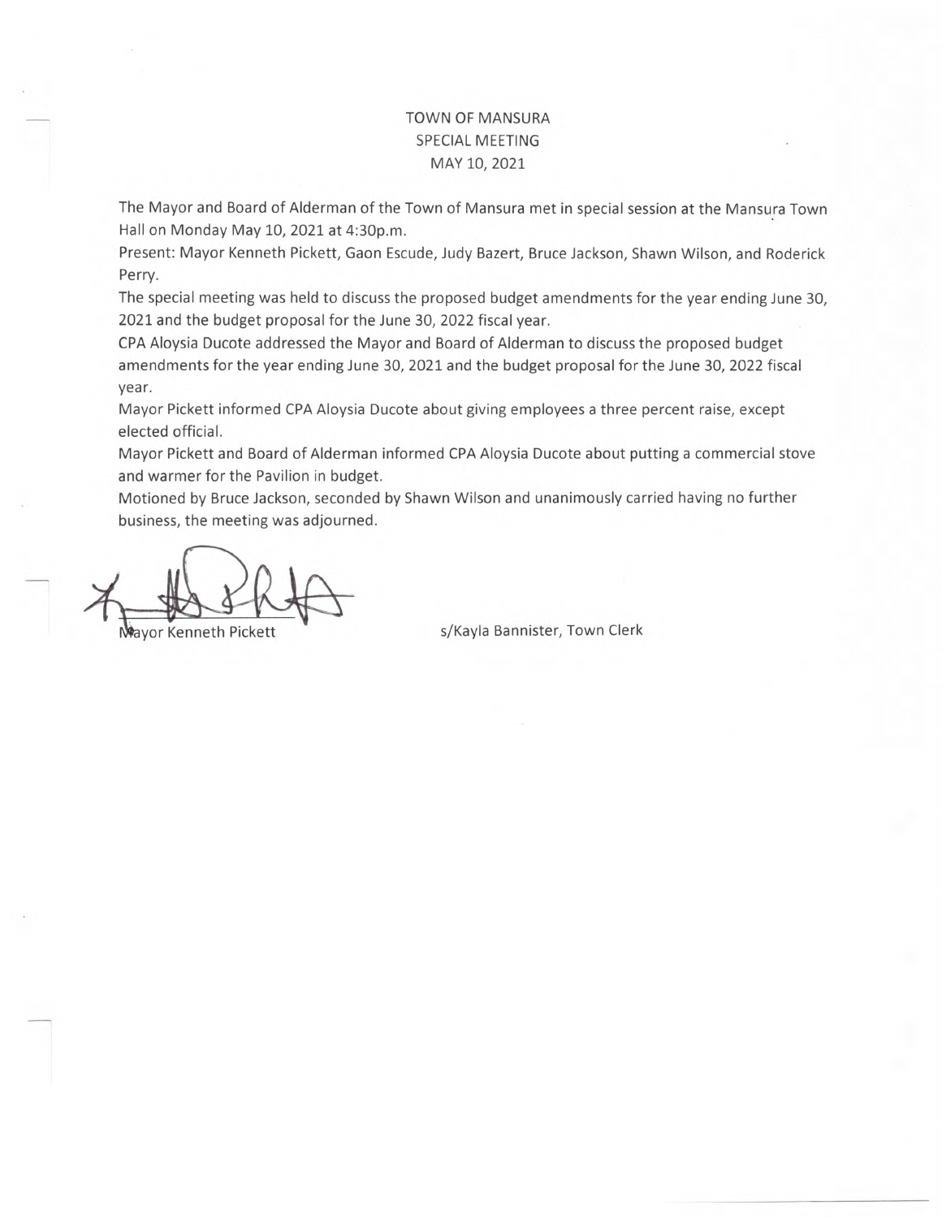# TOWN OF MANSURA
## SPECIAL MEETING
## MAY 10, 2021

The Mayor and Board of Alderman of the Town of Mansura met in special session at the Mansura Town Hall on Monday May 10, 2021 at 4:30p.m.

Present: Mayor Kenneth Pickett, Gaon Escude, Judy Bazert, Bruce Jackson, Shawn Wilson, and Roderick Perry.

The special meeting was held to discuss the proposed budget amendments for the year ending June 30, 2021 and the budget proposal for the June 30, 2022 fiscal year.

CPA Aloysia Ducote addressed the Mayor and Board of Alderman to discuss the proposed budget amendments for the year ending June 30, 2021 and the budget proposal for the June 30, 2022 fiscal year.

Mayor Pickett informed CPA Aloysia Ducote about giving employees a three percent raise, except elected official.

Mayor Pickett and Board of Alderman informed CPA Aloysia Ducote about putting a commercial stove and warmer for the Pavilion in budget.

Motioned by Bruce Jackson, seconded by Shawn Wilson and unanimously carried having no further business, the meeting was adjourned.

Mayor Kenneth Pickett

s/Kayla Bannister, Town Clerk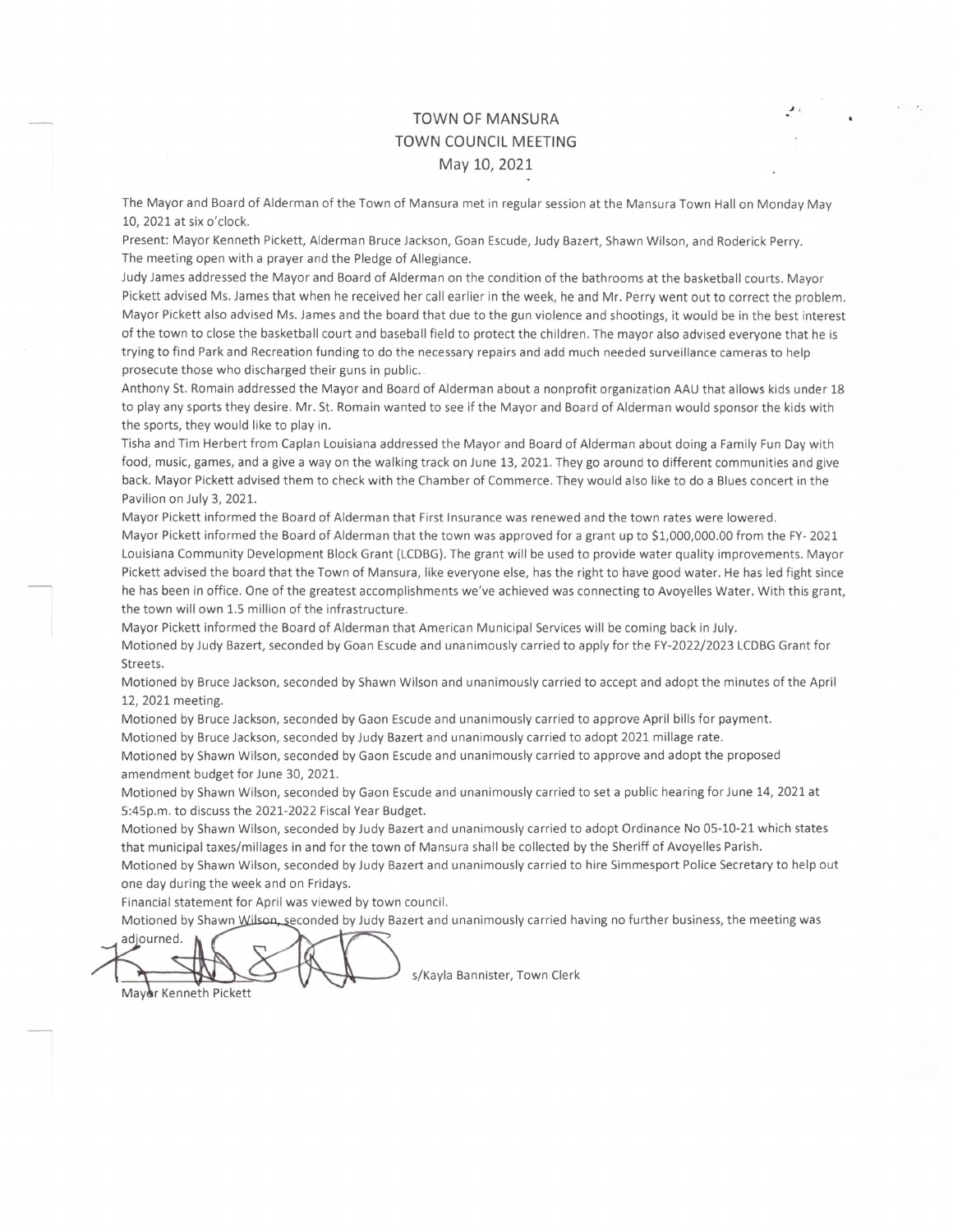# TOWN OF MANSURA
## TOWN COUNCIL MEETING
### May 10, 2021

The Mayor and Board of Alderman of the Town of Mansura met in regular session at the Mansura Town Hall on Monday May 10, 2021 at six o'clock.

Present: Mayor Kenneth Pickett, Alderman Bruce Jackson, Goan Escude, Judy Bazert, Shawn Wilson, and Roderick Perry.

The meeting open with a prayer and the Pledge of Allegiance.

Judy James addressed the Mayor and Board of Alderman on the condition of the bathrooms at the basketball courts. Mayor Pickett advised Ms. James that when he received her call earlier in the week, he and Mr. Perry went out to correct the problem. Mayor Pickett also advised Ms. James and the board that due to the gun violence and shootings, it would be in the best interest of the town to close the basketball court and baseball field to protect the children. The mayor also advised everyone that he is trying to find Park and Recreation funding to do the necessary repairs and add much needed surveillance cameras to help prosecute those who discharged their guns in public.

Anthony St. Romain addressed the Mayor and Board of Alderman about a nonprofit organization AAU that allows kids under 18 to play any sports they desire. Mr. St. Romain wanted to see if the Mayor and Board of Alderman would sponsor the kids with the sports, they would like to play in.

Tisha and Tim Herbert from Caplan Louisiana addressed the Mayor and Board of Alderman about doing a Family Fun Day with food, music, games, and a give a way on the walking track on June 13, 2021. They go around to different communities and give back. Mayor Pickett advised them to check with the Chamber of Commerce. They would also like to do a Blues concert in the Pavilion on July 3, 2021.

Mayor Pickett informed the Board of Alderman that First Insurance was renewed and the town rates were lowered.

Mayor Pickett informed the Board of Alderman that the town was approved for a grant up to $1,000,000.00 from the FY- 2021 Louisiana Community Development Block Grant (LCDBG). The grant will be used to provide water quality improvements. Mayor Pickett advised the board that the Town of Mansura, like everyone else, has the right to have good water. He has led fight since he has been in office. One of the greatest accomplishments we've achieved was connecting to Avoyelles Water. With this grant, the town will own 1.5 million of the infrastructure.

Mayor Pickett informed the Board of Alderman that American Municipal Services will be coming back in July.

Motioned by Judy Bazert, seconded by Goan Escude and unanimously carried to apply for the FY-2022/2023 LCDBG Grant for Streets.

Motioned by Bruce Jackson, seconded by Shawn Wilson and unanimously carried to accept and adopt the minutes of the April 12, 2021 meeting.

Motioned by Bruce Jackson, seconded by Gaon Escude and unanimously carried to approve April bills for payment.

Motioned by Bruce Jackson, seconded by Judy Bazert and unanimously carried to adopt 2021 millage rate.

Motioned by Shawn Wilson, seconded by Gaon Escude and unanimously carried to approve and adopt the proposed amendment budget for June 30, 2021.

Motioned by Shawn Wilson, seconded by Gaon Escude and unanimously carried to set a public hearing for June 14, 2021 at 5:45p.m. to discuss the 2021-2022 Fiscal Year Budget.

Motioned by Shawn Wilson, seconded by Judy Bazert and unanimously carried to adopt Ordinance No 05-10-21 which states that municipal taxes/millages in and for the town of Mansura shall be collected by the Sheriff of Avoyelles Parish.

Motioned by Shawn Wilson, seconded by Judy Bazert and unanimously carried to hire Simmesport Police Secretary to help out one day during the week and on Fridays.

Financial statement for April was viewed by town council.

Motioned by Shawn Wilson, seconded by Judy Bazert and unanimously carried having no further business, the meeting was adjourned.

Mayor Kenneth Pickett

s/Kayla Bannister, Town Clerk